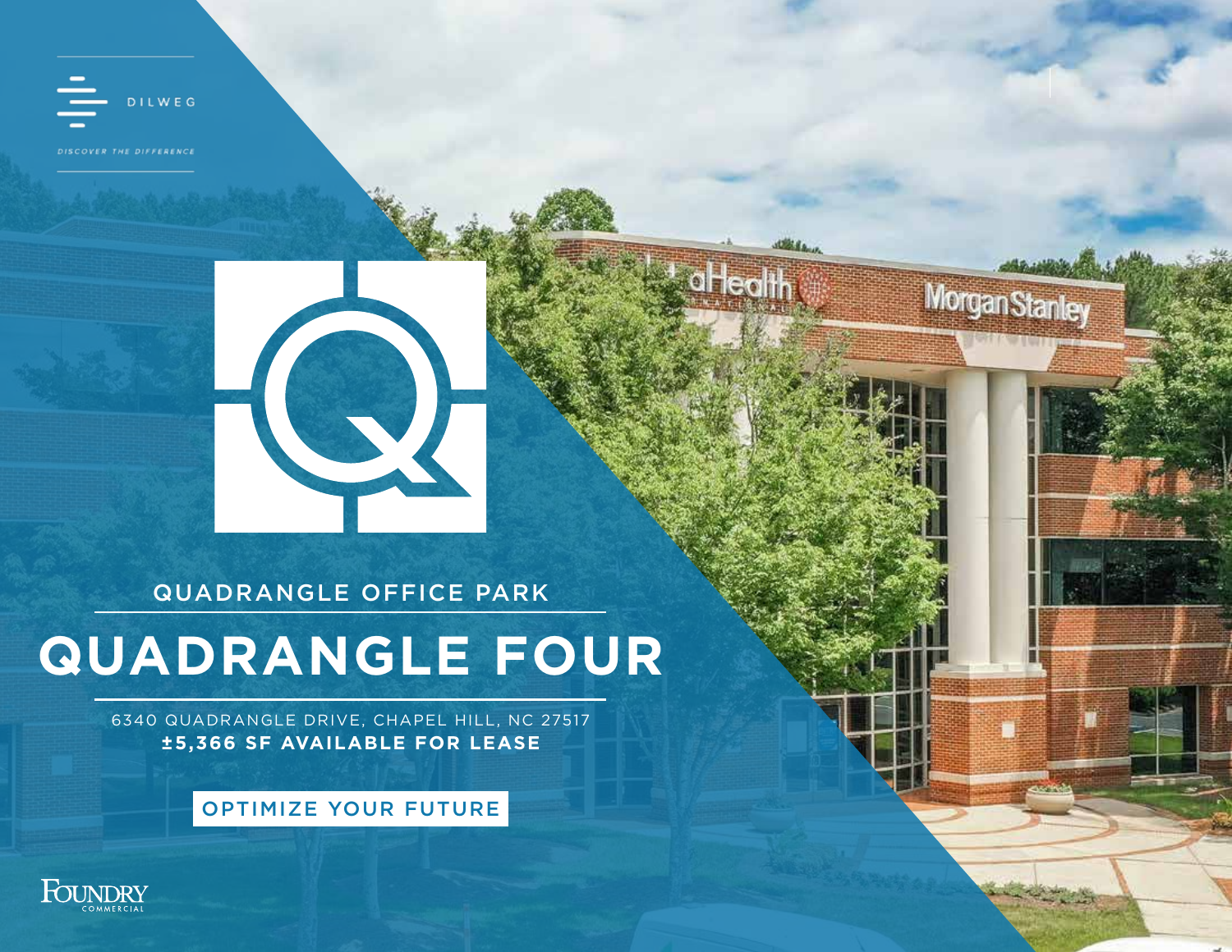DILWEG

DISCOVER THE DIFFERENCE

QUADRANGLE OFFICE PARK

# QUADRANGLE FOUR

6340 QUADRANGLE DRIVE, CHAPEL HILL, NC 27517

**±5,366 SF AVAILABLE FOR LEASE**

OPTIMIZE YOUR FUTURE

FOUNDRY COMMERCIAL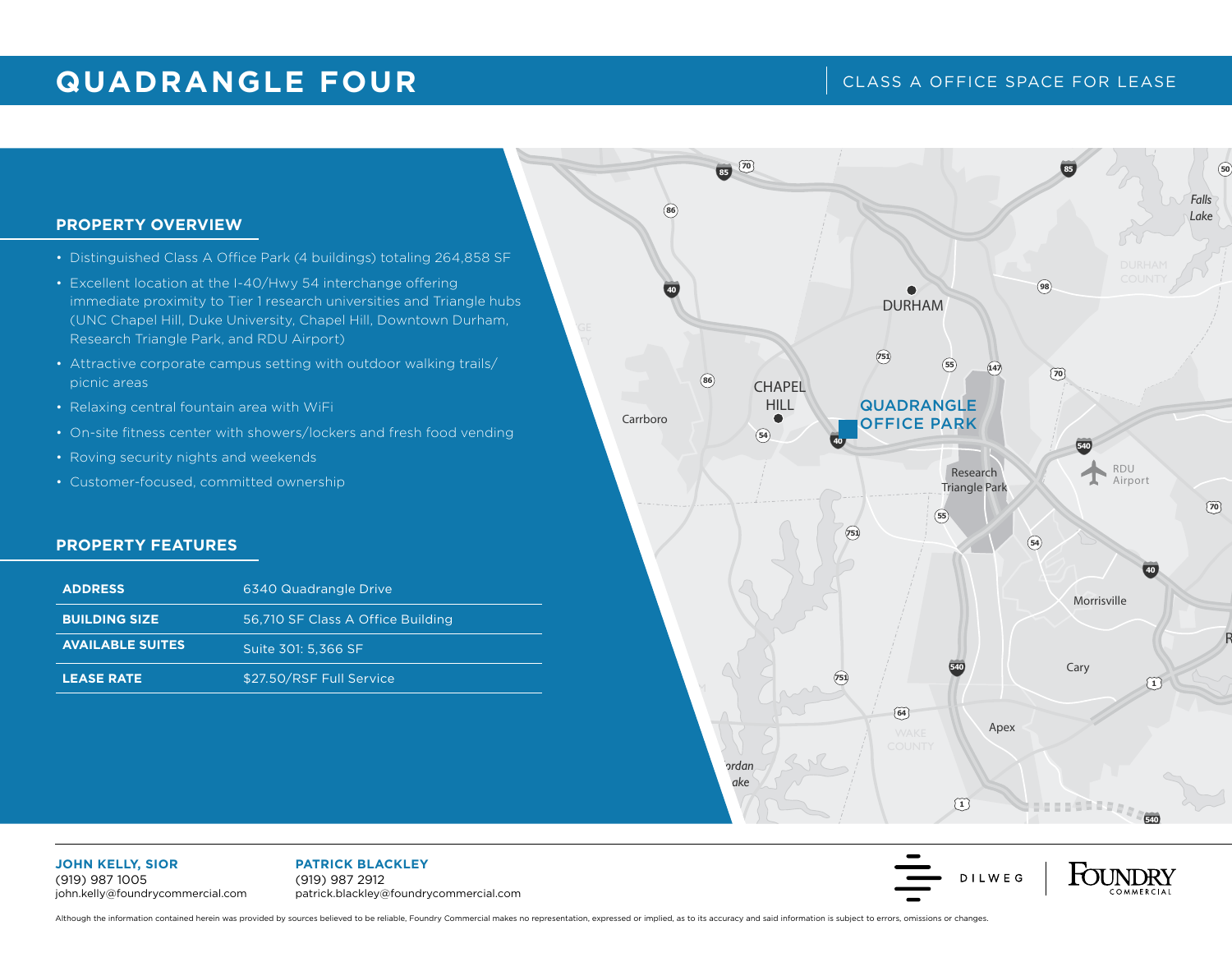# QUADRANGLE FOUR

CLASS A OFFICE SPACE FOR LEASE

## PROPERTY OVERVIEW

- Distinguished Class A Office Park (4 buildings) totaling 264,858 SF
- Excellent location at the I-40/Hwy 54 interchange offering immediate proximity to Tier 1 research universities and Triangle hubs (UNC Chapel Hill, Duke University, Chapel Hill, Downtown Durham, Research Triangle Park, and RDU Airport)
- Attractive corporate campus setting with outdoor walking trails/picnic areas
- Relaxing central fountain area with WiFi
- On-site fitness center with showers/lockers and fresh food vending
- Roving security nights and weekends
- Customer-focused, committed ownership

## PROPERTY FEATURES

| | |
|---|---|
| **ADDRESS** | 6340 Quadrangle Drive |
| **BUILDING SIZE** | 56,710 SF Class A Office Building |
| **AVAILABLE SUITES** | Suite 301: 5,366 SF |
| **LEASE RATE** | $27.50/RSF Full Service |

QUADRANGLE OFFICE PARK

DURHAM

CHAPEL HILL

Carrboro

Research Triangle Park

RDU Airport

Morrisville

Cary

Apex

Falls Lake

DURHAM COUNTY

WAKE COUNTY

Jordan Lake

**JOHN KELLY, SIOR**
(919) 987 1005
john.kelly@foundrycommercial.com

**PATRICK BLACKLEY**
(919) 987 2912
patrick.blackley@foundrycommercial.com

DILWEG | FOUNDRY COMMERCIAL

Although the information contained herein was provided by sources believed to be reliable, Foundry Commercial makes no representation, expressed or implied, as to its accuracy and said information is subject to errors, omissions or changes.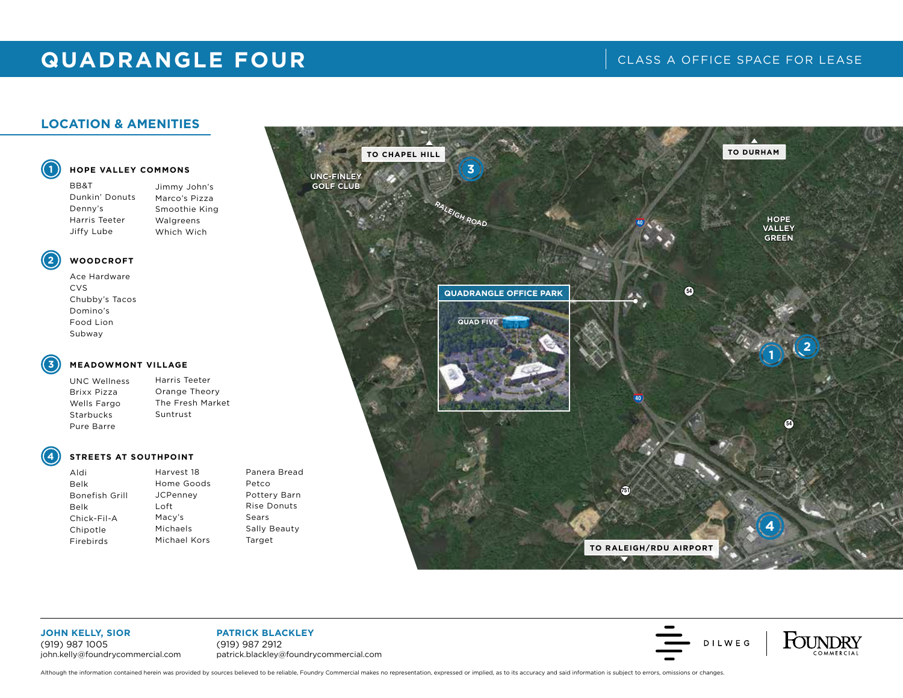# QUADRANGLE FOUR

CLASS A OFFICE SPACE FOR LEASE

## LOCATION & AMENITIES

### 1 HOPE VALLEY COMMONS

- BB&T
- Dunkin' Donuts
- Denny's
- Harris Teeter
- Jiffy Lube
- Jimmy John's
- Marco's Pizza
- Smoothie King
- Walgreens
- Which Wich

### 2 WOODCROFT

- Ace Hardware
- CVS
- Chubby's Tacos
- Domino's
- Food Lion
- Subway

### 3 MEADOWMONT VILLAGE

- UNC Wellness
- Brixx Pizza
- Wells Fargo
- Starbucks
- Pure Barre
- Harris Teeter
- Orange Theory
- The Fresh Market
- Suntrust

### 4 STREETS AT SOUTHPOINT

- Aldi
- Belk
- Bonefish Grill
- Belk
- Chick-Fil-A
- Chipotle
- Firebirds
- Harvest 18
- Home Goods
- JCPenney
- Loft
- Macy's
- Michaels
- Michael Kors
- Panera Bread
- Petco
- Pottery Barn
- Rise Donuts
- Sears
- Sally Beauty
- Target

TO CHAPEL HILL

TO DURHAM

UNC-FINLEY GOLF CLUB

RALEIGH ROAD

HOPE VALLEY GREEN

QUADRANGLE OFFICE PARK

QUAD FIVE

TO RALEIGH/RDU AIRPORT

**JOHN KELLY, SIOR**
(919) 987 1005
john.kelly@foundrycommercial.com

**PATRICK BLACKLEY**
(919) 987 2912
patrick.blackley@foundrycommercial.com

DILWEG | FOUNDRY COMMERCIAL

Although the information contained herein was provided by sources believed to be reliable, Foundry Commercial makes no representation, expressed or implied, as to its accuracy and said information is subject to errors, omissions or changes.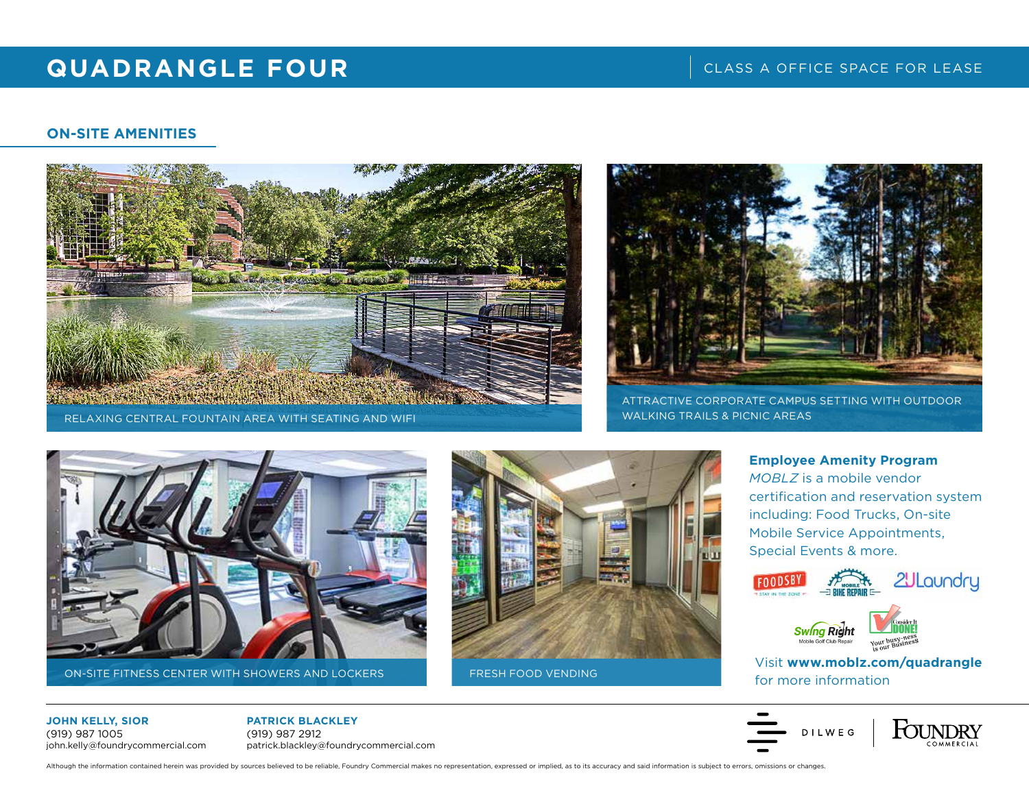## ON-SITE AMENITIES

RELAXING CENTRAL FOUNTAIN AREA WITH SEATING AND WIFI

ATTRACTIVE CORPORATE CAMPUS SETTING WITH OUTDOOR WALKING TRAILS & PICNIC AREAS

ON-SITE FITNESS CENTER WITH SHOWERS AND LOCKERS

FRESH FOOD VENDING

### Employee Amenity Program

*MOBLZ* is a mobile vendor certification and reservation system including: Food Trucks, On-site Mobile Service Appointments, Special Events & more.

FOODSBY — STAY IN THE ZONE

MOBILE BIKE REPAIR

2U Laundry

Swing Right — Mobile Golf Club Repair

Consider It DONE! — Your busy-ness is our Business

Visit **www.moblz.com/quadrangle** for more information

**JOHN KELLY, SIOR**
(919) 987 1005
john.kelly@foundrycommercial.com

**PATRICK BLACKLEY**
(919) 987 2912
patrick.blackley@foundrycommercial.com

DILWEG | FOUNDRY COMMERCIAL

Although the information contained herein was provided by sources believed to be reliable, Foundry Commercial makes no representation, expressed or implied, as to its accuracy and said information is subject to errors, omissions or changes.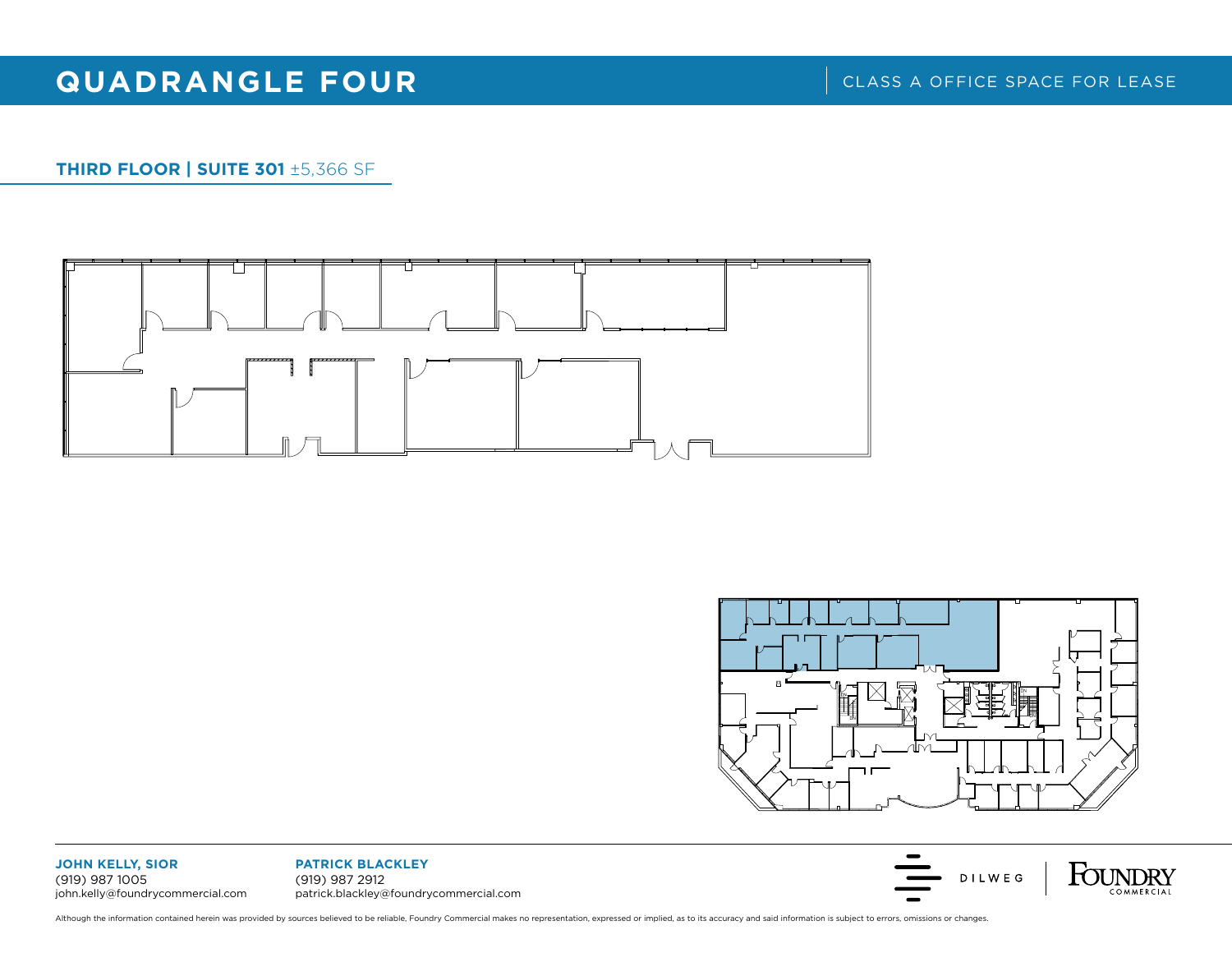# QUADRANGLE FOUR

CLASS A OFFICE SPACE FOR LEASE

## THIRD FLOOR | SUITE 301 ±5,366 SF

**JOHN KELLY, SIOR**
(919) 987 1005
john.kelly@foundrycommercial.com

**PATRICK BLACKLEY**
(919) 987 2912
patrick.blackley@foundrycommercial.com

DILWEG | FOUNDRY COMMERCIAL

Although the information contained herein was provided by sources believed to be reliable, Foundry Commercial makes no representation, expressed or implied, as to its accuracy and said information is subject to errors, omissions or changes.